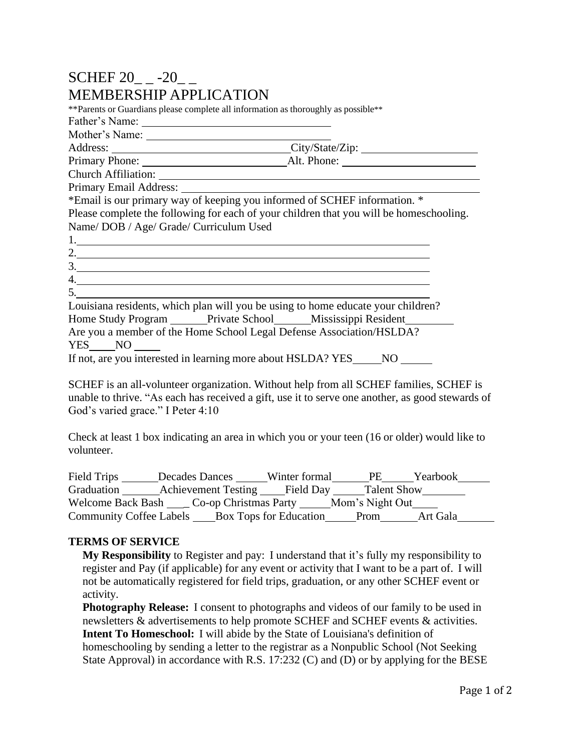# SCHEF 20_ _ -20_ _
# MEMBERSHIP APPLICATION

**Parents or Guardians please complete all information as thoroughly as possible**

Father's Name: ______________________________

Mother's Name: ______________________________

Address: ______________________________ City/State/Zip: ____________________

Primary Phone: __________________________ Alt. Phone: ________________________

Church Affiliation: ______________________________________________________

Primary Email Address: __________________________________________________

*Email is our primary way of keeping you informed of SCHEF information. *

Please complete the following for each of your children that you will be homeschooling.

Name/ DOB / Age/ Grade/ Curriculum Used

1. ______________________________________________________________
2. ______________________________________________________________
3. ______________________________________________________________
4. ______________________________________________________________
5. ______________________________________________________________

Louisiana residents, which plan will you be using to home educate your children?

Home Study Program ______ Private School ______ Mississippi Resident ________

Are you a member of the Home School Legal Defense Association/HSLDA?

YES_____ NO _____

If not, are you interested in learning more about HSLDA? YES_____ NO _____

SCHEF is an all-volunteer organization. Without help from all SCHEF families, SCHEF is unable to thrive. "As each has received a gift, use it to serve one another, as good stewards of God's varied grace." I Peter 4:10

Check at least 1 box indicating an area in which you or your teen (16 or older) would like to volunteer.

Field Trips ______ Decades Dances _____ Winter formal ______ PE _____ Yearbook ______

Graduation ______ Achievement Testing ____ Field Day _____ Talent Show ________

Welcome Back Bash ____ Co-op Christmas Party _____ Mom's Night Out ____

Community Coffee Labels ____ Box Tops for Education _____ Prom ______ Art Gala ______

### TERMS OF SERVICE

**My Responsibility** to Register and pay: I understand that it's fully my responsibility to register and Pay (if applicable) for any event or activity that I want to be a part of. I will not be automatically registered for field trips, graduation, or any other SCHEF event or activity.

**Photography Release:** I consent to photographs and videos of our family to be used in newsletters & advertisements to help promote SCHEF and SCHEF events & activities.

**Intent To Homeschool:** I will abide by the State of Louisiana's definition of homeschooling by sending a letter to the registrar as a Nonpublic School (Not Seeking State Approval) in accordance with R.S. 17:232 (C) and (D) or by applying for the BESE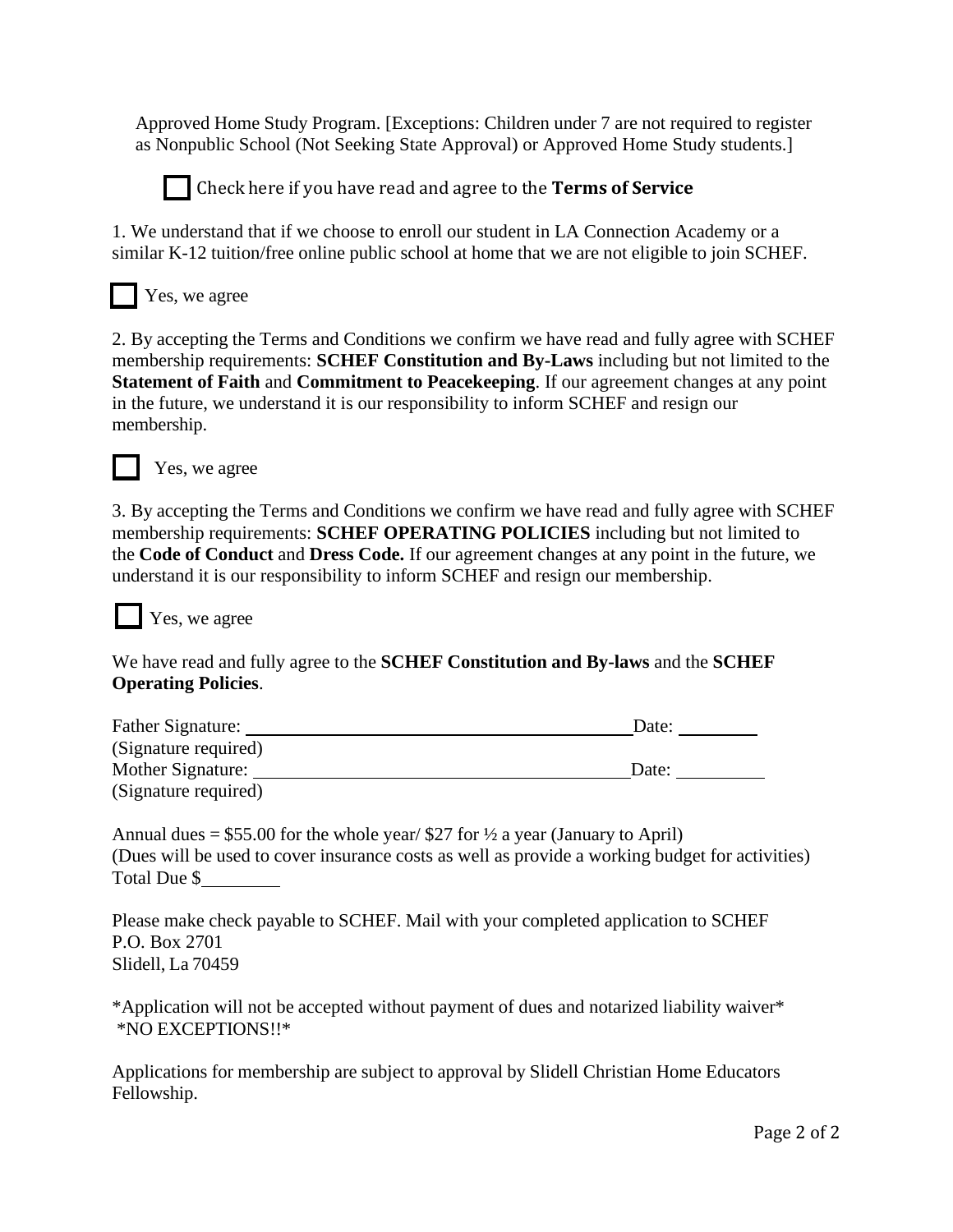Approved Home Study Program. [Exceptions: Children under 7 are not required to register as Nonpublic School (Not Seeking State Approval) or Approved Home Study students.]

☐ Check here if you have read and agree to the **Terms of Service**

1. We understand that if we choose to enroll our student in LA Connection Academy or a similar K-12 tuition/free online public school at home that we are not eligible to join SCHEF.

☐ Yes, we agree

2. By accepting the Terms and Conditions we confirm we have read and fully agree with SCHEF membership requirements: **SCHEF Constitution and By-Laws** including but not limited to the **Statement of Faith** and **Commitment to Peacekeeping**. If our agreement changes at any point in the future, we understand it is our responsibility to inform SCHEF and resign our membership.

☐ Yes, we agree

3. By accepting the Terms and Conditions we confirm we have read and fully agree with SCHEF membership requirements: **SCHEF OPERATING POLICIES** including but not limited to the **Code of Conduct** and **Dress Code.** If our agreement changes at any point in the future, we understand it is our responsibility to inform SCHEF and resign our membership.

☐ Yes, we agree

We have read and fully agree to the **SCHEF Constitution and By-laws** and the **SCHEF Operating Policies**.

Father Signature: ______________________________ Date: __________
(Signature required)
Mother Signature: ______________________________ Date: __________
(Signature required)

Annual dues = $55.00 for the whole year/ $27 for ½ a year (January to April)
(Dues will be used to cover insurance costs as well as provide a working budget for activities)
Total Due $________

Please make check payable to SCHEF. Mail with your completed application to SCHEF
P.O. Box 2701
Slidell, La 70459

*Application will not be accepted without payment of dues and notarized liability waiver*
*NO EXCEPTIONS!!*

Applications for membership are subject to approval by Slidell Christian Home Educators Fellowship.